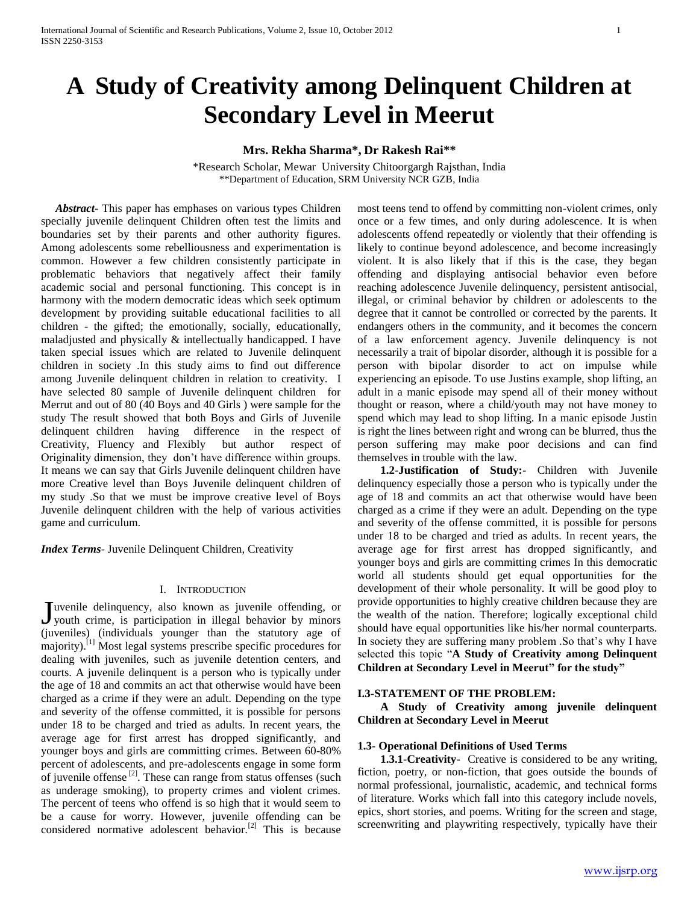# A Study of Creativity among Delinquent Children at Secondary Level in Meerut

**Mrs. Rekha Sharma*, Dr Rakesh Rai****

*Research Scholar, Mewar University Chitoorgargh Rajsthan, India
**Department of Education, SRM University NCR GZB, India

***Abstract-*** This paper has emphases on various types Children specially juvenile delinquent Children often test the limits and boundaries set by their parents and other authority figures. Among adolescents some rebelliousness and experimentation is common. However a few children consistently participate in problematic behaviors that negatively affect their family academic social and personal functioning. This concept is in harmony with the modern democratic ideas which seek optimum development by providing suitable educational facilities to all children - the gifted; the emotionally, socially, educationally, maladjusted and physically & intellectually handicapped. I have taken special issues which are related to Juvenile delinquent children in society .In this study aims to find out difference among Juvenile delinquent children in relation to creativity. I have selected 80 sample of Juvenile delinquent children for Merrut and out of 80 (40 Boys and 40 Girls ) were sample for the study The result showed that both Boys and Girls of Juvenile delinquent children having difference in the respect of Creativity, Fluency and Flexibly but author respect of Originality dimension, they don't have difference within groups. It means we can say that Girls Juvenile delinquent children have more Creative level than Boys Juvenile delinquent children of my study .So that we must be improve creative level of Boys Juvenile delinquent children with the help of various activities game and curriculum.

***Index Terms-*** Juvenile Delinquent Children, Creativity

## I. Introduction

Juvenile delinquency, also known as juvenile offending, or youth crime, is participation in illegal behavior by minors (juveniles) (individuals younger than the statutory age of majority).[1] Most legal systems prescribe specific procedures for dealing with juveniles, such as juvenile detention centers, and courts. A juvenile delinquent is a person who is typically under the age of 18 and commits an act that otherwise would have been charged as a crime if they were an adult. Depending on the type and severity of the offense committed, it is possible for persons under 18 to be charged and tried as adults. In recent years, the average age for first arrest has dropped significantly, and younger boys and girls are committing crimes. Between 60-80% percent of adolescents, and pre-adolescents engage in some form of juvenile offense [2]. These can range from status offenses (such as underage smoking), to property crimes and violent crimes. The percent of teens who offend is so high that it would seem to be a cause for worry. However, juvenile offending can be considered normative adolescent behavior.[2] This is because most teens tend to offend by committing non-violent crimes, only once or a few times, and only during adolescence. It is when adolescents offend repeatedly or violently that their offending is likely to continue beyond adolescence, and become increasingly violent. It is also likely that if this is the case, they began offending and displaying antisocial behavior even before reaching adolescence Juvenile delinquency, persistent antisocial, illegal, or criminal behavior by children or adolescents to the degree that it cannot be controlled or corrected by the parents. It endangers others in the community, and it becomes the concern of a law enforcement agency. Juvenile delinquency is not necessarily a trait of bipolar disorder, although it is possible for a person with bipolar disorder to act on impulse while experiencing an episode. To use Justins example, shop lifting, an adult in a manic episode may spend all of their money without thought or reason, where a child/youth may not have money to spend which may lead to shop lifting. In a manic episode Justin is right the lines between right and wrong can be blurred, thus the person suffering may make poor decisions and can find themselves in trouble with the law.

**1.2-Justification of Study:-** Children with Juvenile delinquency especially those a person who is typically under the age of 18 and commits an act that otherwise would have been charged as a crime if they were an adult. Depending on the type and severity of the offense committed, it is possible for persons under 18 to be charged and tried as adults. In recent years, the average age for first arrest has dropped significantly, and younger boys and girls are committing crimes In this democratic world all students should get equal opportunities for the development of their whole personality. It will be good ploy to provide opportunities to highly creative children because they are the wealth of the nation. Therefore; logically exceptional child should have equal opportunities like his/her normal counterparts. In society they are suffering many problem .So that's why I have selected this topic "**A Study of Creativity among Delinquent Children at Secondary Level in Meerut" for the study"**

### I.3-STATEMENT OF THE PROBLEM:

**A Study of Creativity among juvenile delinquent Children at Secondary Level in Meerut**

### 1.3- Operational Definitions of Used Terms

**1.3.1-Creativity-** Creative is considered to be any writing, fiction, poetry, or non-fiction, that goes outside the bounds of normal professional, journalistic, academic, and technical forms of literature. Works which fall into this category include novels, epics, short stories, and poems. Writing for the screen and stage, screenwriting and playwriting respectively, typically have their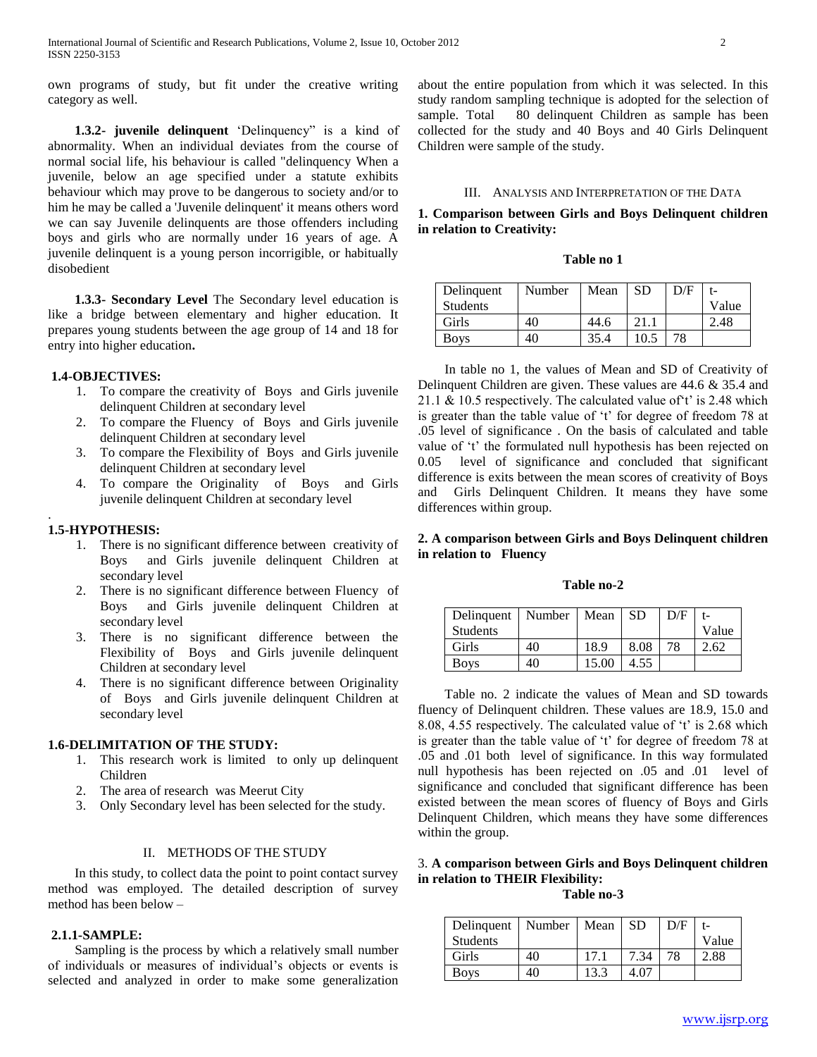own programs of study, but fit under the creative writing category as well.

**1.3.2- juvenile delinquent** 'Delinquency" is a kind of abnormality. When an individual deviates from the course of normal social life, his behaviour is called "delinquency When a juvenile, below an age specified under a statute exhibits behaviour which may prove to be dangerous to society and/or to him he may be called a 'Juvenile delinquent' it means others word we can say Juvenile delinquents are those offenders including boys and girls who are normally under 16 years of age. A juvenile delinquent is a young person incorrigible, or habitually disobedient

**1.3.3- Secondary Level** The Secondary level education is like a bridge between elementary and higher education. It prepares young students between the age group of 14 and 18 for entry into higher education**.**

**1.4-OBJECTIVES:**

1. To compare the creativity of Boys and Girls juvenile delinquent Children at secondary level
2. To compare the Fluency of Boys and Girls juvenile delinquent Children at secondary level
3. To compare the Flexibility of Boys and Girls juvenile delinquent Children at secondary level
4. To compare the Originality of Boys and Girls juvenile delinquent Children at secondary level

**1.5-HYPOTHESIS:**

1. There is no significant difference between creativity of Boys and Girls juvenile delinquent Children at secondary level
2. There is no significant difference between Fluency of Boys and Girls juvenile delinquent Children at secondary level
3. There is no significant difference between the Flexibility of Boys and Girls juvenile delinquent Children at secondary level
4. There is no significant difference between Originality of Boys and Girls juvenile delinquent Children at secondary level

**1.6-DELIMITATION OF THE STUDY:**

1. This research work is limited to only up delinquent Children
2. The area of research was Meerut City
3. Only Secondary level has been selected for the study.

## II. METHODS OF THE STUDY

In this study, to collect data the point to point contact survey method was employed. The detailed description of survey method has been below –

**2.1.1-SAMPLE:**

Sampling is the process by which a relatively small number of individuals or measures of individual's objects or events is selected and analyzed in order to make some generalization about the entire population from which it was selected. In this study random sampling technique is adopted for the selection of sample. Total 80 delinquent Children as sample has been collected for the study and 40 Boys and 40 Girls Delinquent Children were sample of the study.

## III. ANALYSIS AND INTERPRETATION OF THE DATA

**1. Comparison between Girls and Boys Delinquent children in relation to Creativity:**

**Table no 1**

| Delinquent Students | Number | Mean | SD | D/F | t-Value |
|---|---|---|---|---|---|
| Girls | 40 | 44.6 | 21.1 | | 2.48 |
| Boys | 40 | 35.4 | 10.5 | 78 | |

In table no 1, the values of Mean and SD of Creativity of Delinquent Children are given. These values are 44.6 & 35.4 and 21.1 & 10.5 respectively. The calculated value of't' is 2.48 which is greater than the table value of 't' for degree of freedom 78 at .05 level of significance . On the basis of calculated and table value of 't' the formulated null hypothesis has been rejected on 0.05 level of significance and concluded that significant difference is exits between the mean scores of creativity of Boys and Girls Delinquent Children. It means they have some differences within group.

**2. A comparison between Girls and Boys Delinquent children in relation to Fluency**

**Table no-2**

| Delinquent Students | Number | Mean | SD | D/F | t-Value |
|---|---|---|---|---|---|
| Girls | 40 | 18.9 | 8.08 | 78 | 2.62 |
| Boys | 40 | 15.00 | 4.55 | | |

Table no. 2 indicate the values of Mean and SD towards fluency of Delinquent children. These values are 18.9, 15.0 and 8.08, 4.55 respectively. The calculated value of 't' is 2.68 which is greater than the table value of 't' for degree of freedom 78 at .05 and .01 both level of significance. In this way formulated null hypothesis has been rejected on .05 and .01 level of significance and concluded that significant difference has been existed between the mean scores of fluency of Boys and Girls Delinquent Children, which means they have some differences within the group.

3. **A comparison between Girls and Boys Delinquent children in relation to THEIR Flexibility:**

**Table no-3**

| Delinquent Students | Number | Mean | SD | D/F | t-Value |
|---|---|---|---|---|---|
| Girls | 40 | 17.1 | 7.34 | 78 | 2.88 |
| Boys | 40 | 13.3 | 4.07 | | |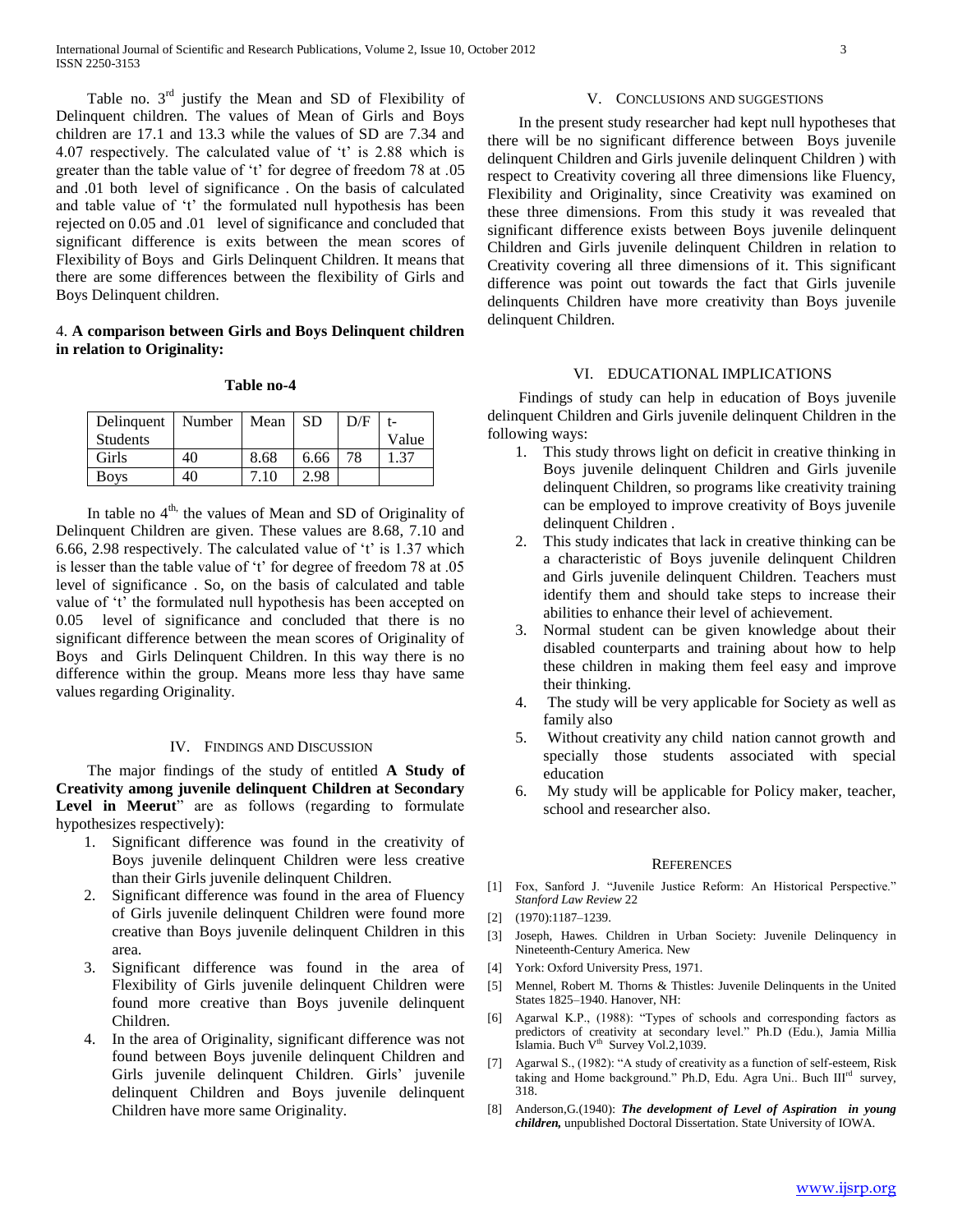Table no. 3rd justify the Mean and SD of Flexibility of Delinquent children. The values of Mean of Girls and Boys children are 17.1 and 13.3 while the values of SD are 7.34 and 4.07 respectively. The calculated value of 't' is 2.88 which is greater than the table value of 't' for degree of freedom 78 at .05 and .01 both level of significance . On the basis of calculated and table value of 't' the formulated null hypothesis has been rejected on 0.05 and .01 level of significance and concluded that significant difference is exits between the mean scores of Flexibility of Boys and Girls Delinquent Children. It means that there are some differences between the flexibility of Girls and Boys Delinquent children.

4. **A comparison between Girls and Boys Delinquent children in relation to Originality:**

**Table no-4**

| Delinquent Students | Number | Mean | SD | D/F | t-Value |
|---|---|---|---|---|---|
| Girls | 40 | 8.68 | 6.66 | 78 | 1.37 |
| Boys | 40 | 7.10 | 2.98 | | |

In table no 4th, the values of Mean and SD of Originality of Delinquent Children are given. These values are 8.68, 7.10 and 6.66, 2.98 respectively. The calculated value of 't' is 1.37 which is lesser than the table value of 't' for degree of freedom 78 at .05 level of significance . So, on the basis of calculated and table value of 't' the formulated null hypothesis has been accepted on 0.05 level of significance and concluded that there is no significant difference between the mean scores of Originality of Boys and Girls Delinquent Children. In this way there is no difference within the group. Means more less thay have same values regarding Originality.

## IV. Findings and Discussion

The major findings of the study of entitled **A Study of Creativity among juvenile delinquent Children at Secondary Level in Meerut**" are as follows (regarding to formulate hypothesizes respectively):

1. Significant difference was found in the creativity of Boys juvenile delinquent Children were less creative than their Girls juvenile delinquent Children.
2. Significant difference was found in the area of Fluency of Girls juvenile delinquent Children were found more creative than Boys juvenile delinquent Children in this area.
3. Significant difference was found in the area of Flexibility of Girls juvenile delinquent Children were found more creative than Boys juvenile delinquent Children.
4. In the area of Originality, significant difference was not found between Boys juvenile delinquent Children and Girls juvenile delinquent Children. Girls' juvenile delinquent Children and Boys juvenile delinquent Children have more same Originality.

## V. Conclusions and Suggestions

In the present study researcher had kept null hypotheses that there will be no significant difference between Boys juvenile delinquent Children and Girls juvenile delinquent Children ) with respect to Creativity covering all three dimensions like Fluency, Flexibility and Originality, since Creativity was examined on these three dimensions. From this study it was revealed that significant difference exists between Boys juvenile delinquent Children and Girls juvenile delinquent Children in relation to Creativity covering all three dimensions of it. This significant difference was point out towards the fact that Girls juvenile delinquents Children have more creativity than Boys juvenile delinquent Children.

## VI. Educational Implications

Findings of study can help in education of Boys juvenile delinquent Children and Girls juvenile delinquent Children in the following ways:

1. This study throws light on deficit in creative thinking in Boys juvenile delinquent Children and Girls juvenile delinquent Children, so programs like creativity training can be employed to improve creativity of Boys juvenile delinquent Children .
2. This study indicates that lack in creative thinking can be a characteristic of Boys juvenile delinquent Children and Girls juvenile delinquent Children. Teachers must identify them and should take steps to increase their abilities to enhance their level of achievement.
3. Normal student can be given knowledge about their disabled counterparts and training about how to help these children in making them feel easy and improve their thinking.
4. The study will be very applicable for Society as well as family also
5. Without creativity any child nation cannot growth and specially those students associated with special education
6. My study will be applicable for Policy maker, teacher, school and researcher also.

## References

[1] Fox, Sanford J. "Juvenile Justice Reform: An Historical Perspective." *Stanford Law Review* 22

[2] (1970):1187–1239.

[3] Joseph, Hawes. Children in Urban Society: Juvenile Delinquency in Nineteenth-Century America. New

[4] York: Oxford University Press, 1971.

[5] Mennel, Robert M. Thorns & Thistles: Juvenile Delinquents in the United States 1825–1940. Hanover, NH:

[6] Agarwal K.P., (1988): "Types of schools and corresponding factors as predictors of creativity at secondary level." Ph.D (Edu.), Jamia Millia Islamia. Buch Vth Survey Vol.2,1039.

[7] Agarwal S., (1982): "A study of creativity as a function of self-esteem, Risk taking and Home background." Ph.D, Edu. Agra Uni.. Buch IIIrd survey, 318.

[8] Anderson,G.(1940): ***The development of Level of Aspiration in young children,*** unpublished Doctoral Dissertation. State University of IOWA.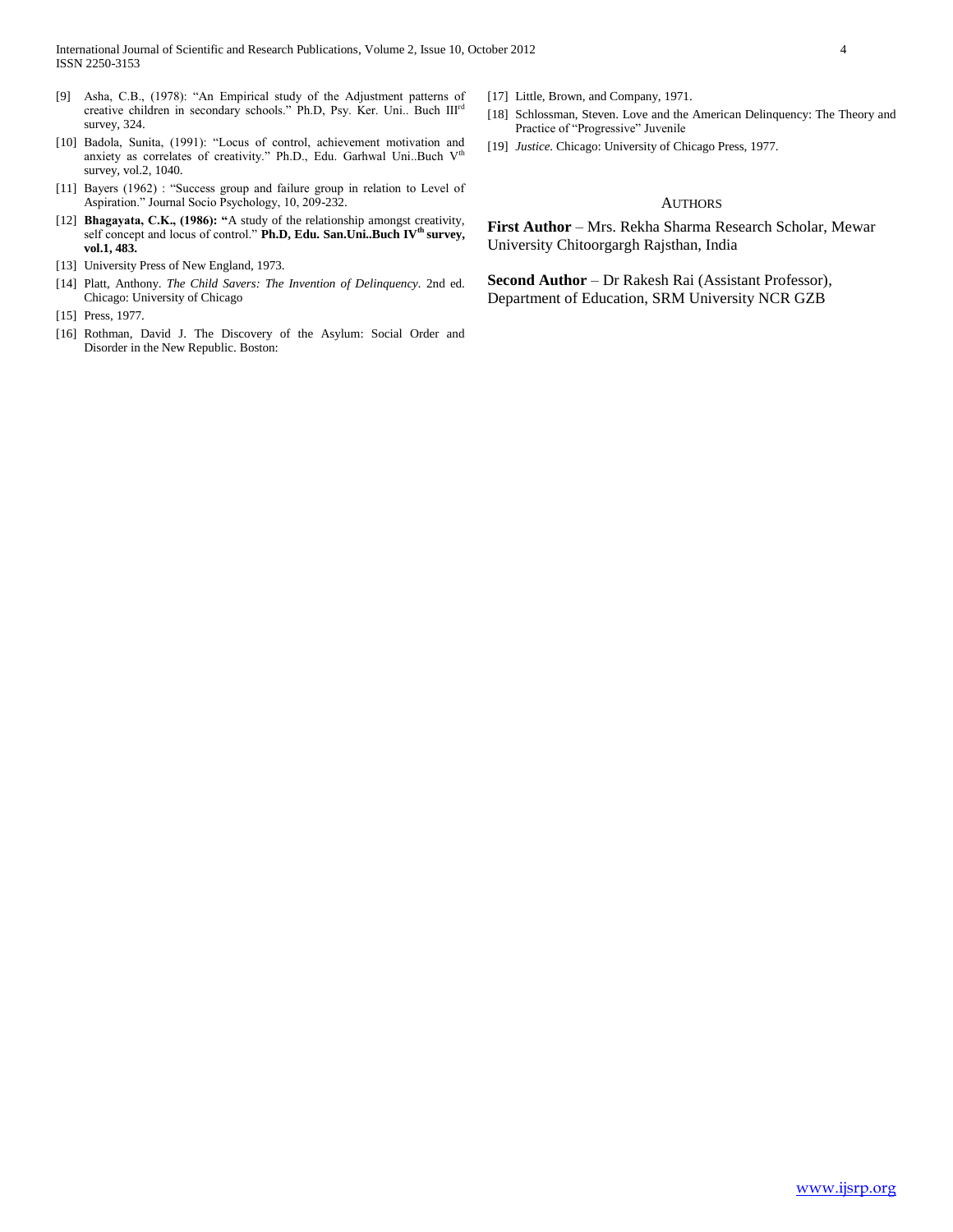[9] Asha, C.B., (1978): "An Empirical study of the Adjustment patterns of creative children in secondary schools." Ph.D, Psy. Ker. Uni.. Buch III[rd] survey, 324.

[10] Badola, Sunita, (1991): "Locus of control, achievement motivation and anxiety as correlates of creativity." Ph.D., Edu. Garhwal Uni..Buch V[th] survey, vol.2, 1040.

[11] Bayers (1962) : "Success group and failure group in relation to Level of Aspiration." Journal Socio Psychology, 10, 209-232.

[12] **Bhagayata, C.K., (1986): "**A study of the relationship amongst creativity, self concept and locus of control." **Ph.D, Edu. San.Uni..Buch IV[th] survey, vol.1, 483.**

[13] University Press of New England, 1973.

[14] Platt, Anthony. *The Child Savers: The Invention of Delinquency*. 2nd ed. Chicago: University of Chicago

[15] Press, 1977.

[16] Rothman, David J. The Discovery of the Asylum: Social Order and Disorder in the New Republic. Boston:

[17] Little, Brown, and Company, 1971.

[18] Schlossman, Steven. Love and the American Delinquency: The Theory and Practice of "Progressive" Juvenile

[19] *Justice.* Chicago: University of Chicago Press, 1977.

## Authors

**First Author** – Mrs. Rekha Sharma Research Scholar, Mewar University Chitoorgargh Rajsthan, India

**Second Author** – Dr Rakesh Rai (Assistant Professor), Department of Education, SRM University NCR GZB